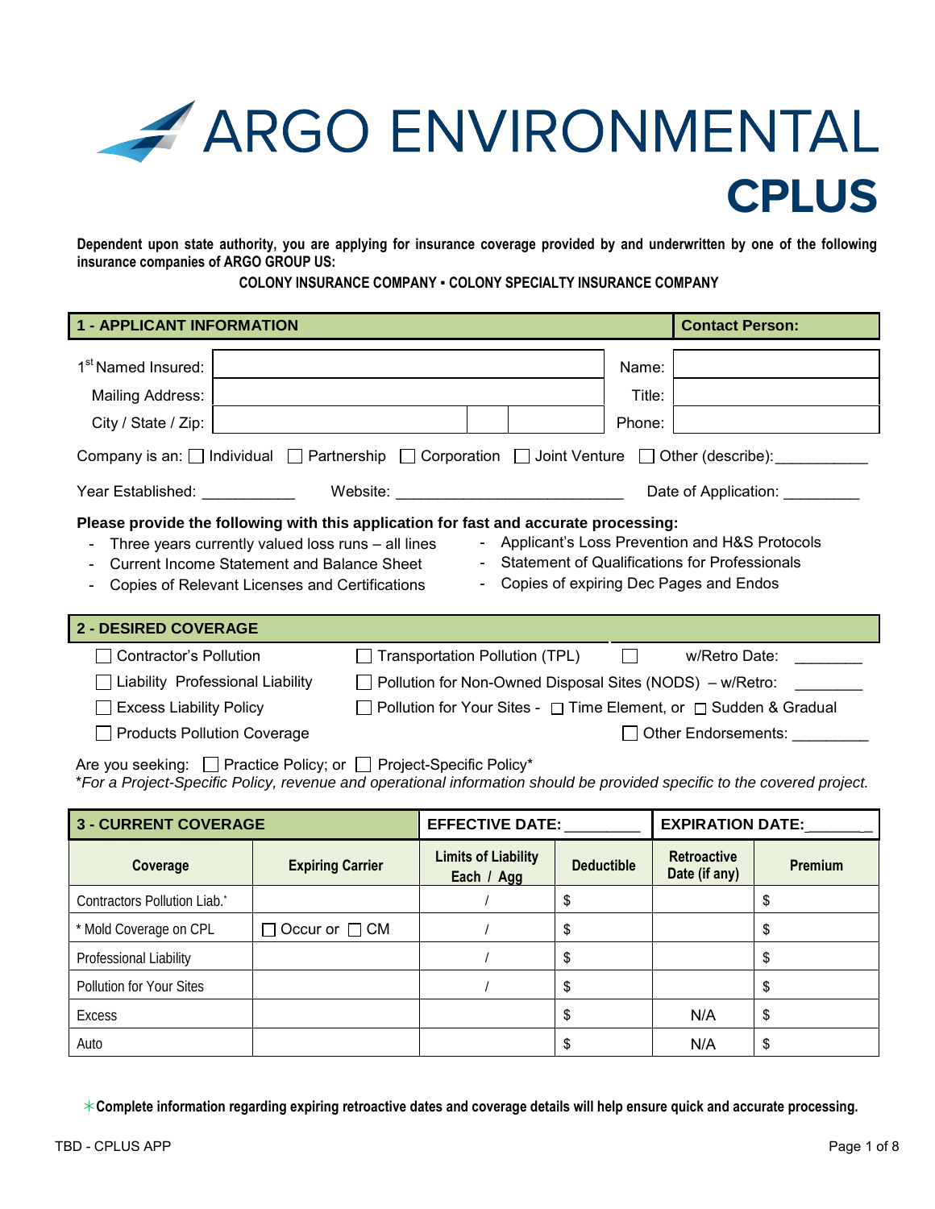# ARGO ENVIRONMENTAL

## CPLUS

**Dependent upon state authority, you are applying for insurance coverage provided by and underwritten by one of the following insurance companies of ARGO GROUP US:**

**COLONY INSURANCE COMPANY ▪ COLONY SPECIALTY INSURANCE COMPANY**

### 1 - APPLICANT INFORMATION

| | | **Contact Person:** | |
|---|---|---|---|
| 1st Named Insured: | | Name: | |
| Mailing Address: | | Title: | |
| City / State / Zip: | | Phone: | |

Company is an: ☐ Individual ☐ Partnership ☐ Corporation ☐ Joint Venture ☐ Other (describe):___________

Year Established: ___________ Website: ___________________________ Date of Application: _________

**Please provide the following with this application for fast and accurate processing:**

- Three years currently valued loss runs – all lines
- Current Income Statement and Balance Sheet
- Copies of Relevant Licenses and Certifications
- Applicant's Loss Prevention and H&S Protocols
- Statement of Qualifications for Professionals
- Copies of expiring Dec Pages and Endos

### 2 - DESIRED COVERAGE

☐ Contractor's Pollution
☐ Liability Professional Liability
☐ Excess Liability Policy
☐ Products Pollution Coverage
☐ Transportation Pollution (TPL) ☐ w/Retro Date: ________
☐ Pollution for Non-Owned Disposal Sites (NODS) – w/Retro: ________
☐ Pollution for Your Sites - ☐ Time Element, or ☐ Sudden & Gradual
☐ Other Endorsements: _________

Are you seeking: ☐ Practice Policy; or ☐ Project-Specific Policy*

*\*For a Project-Specific Policy, revenue and operational information should be provided specific to the covered project.*

### 3 - CURRENT COVERAGE

| **3 - CURRENT COVERAGE** | | **EFFECTIVE DATE:** ________ | | **EXPIRATION DATE:** _______ | |
|---|---|---|---|---|---|
| **Coverage** | **Expiring Carrier** | **Limits of Liability Each / Agg** | **Deductible** | **Retroactive Date (if any)** | **Premium** |
| Contractors Pollution Liab.* | | / | $ | | $ |
| * Mold Coverage on CPL | ☐ Occur or ☐ CM | / | $ | | $ |
| Professional Liability | | / | $ | | $ |
| Pollution for Your Sites | | / | $ | | $ |
| Excess | | | $ | N/A | $ |
| Auto | | | $ | N/A | $ |

✳**Complete information regarding expiring retroactive dates and coverage details will help ensure quick and accurate processing.**

TBD - CPLUS APP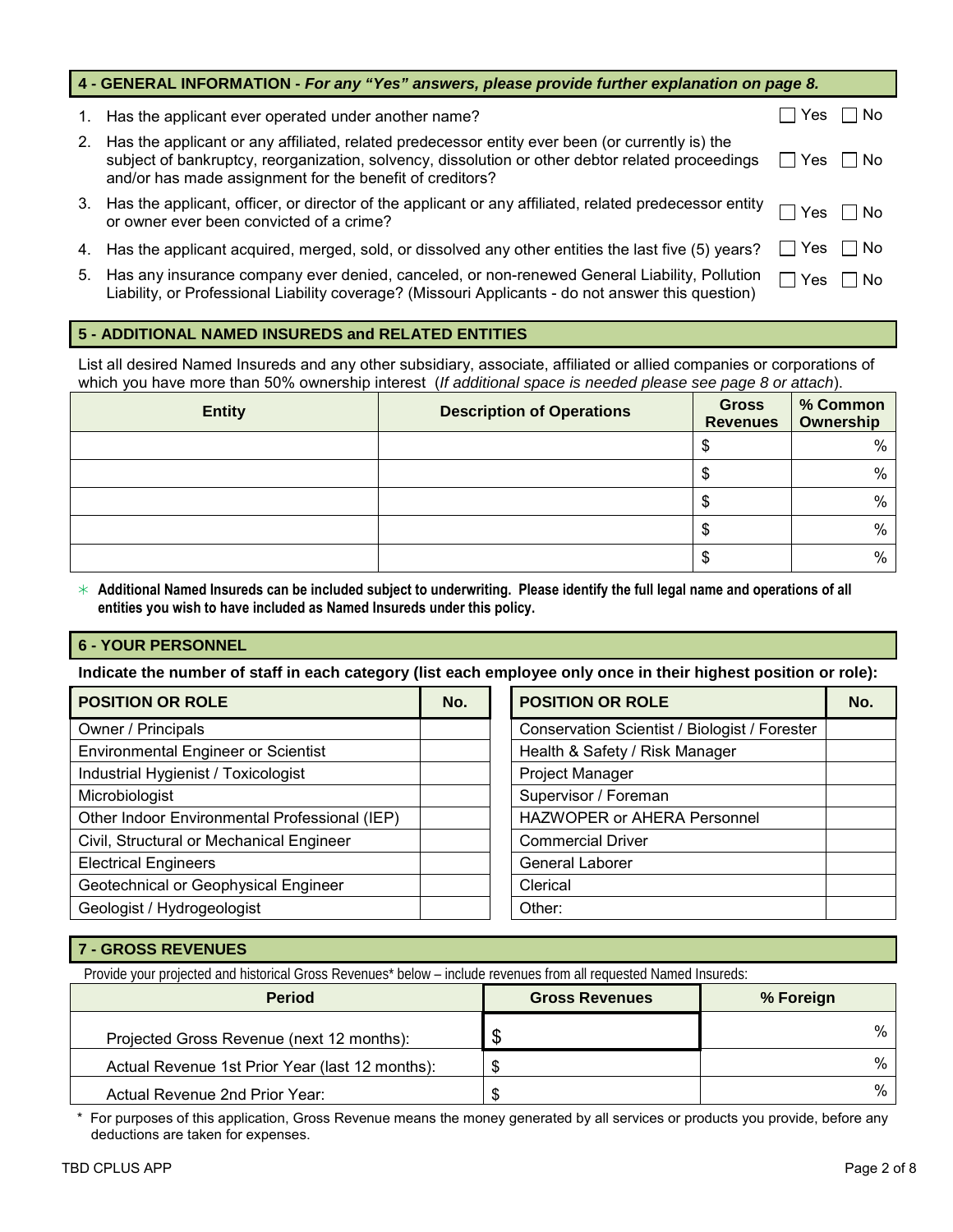## 4 - GENERAL INFORMATION - *For any "Yes" answers, please provide further explanation on page 8.*

1. Has the applicant ever operated under another name? ☐ Yes ☐ No
2. Has the applicant or any affiliated, related predecessor entity ever been (or currently is) the subject of bankruptcy, reorganization, solvency, dissolution or other debtor related proceedings and/or has made assignment for the benefit of creditors? ☐ Yes ☐ No
3. Has the applicant, officer, or director of the applicant or any affiliated, related predecessor entity or owner ever been convicted of a crime? ☐ Yes ☐ No
4. Has the applicant acquired, merged, sold, or dissolved any other entities the last five (5) years? ☐ Yes ☐ No
5. Has any insurance company ever denied, canceled, or non-renewed General Liability, Pollution Liability, or Professional Liability coverage? (Missouri Applicants - do not answer this question) ☐ Yes ☐ No

## 5 - ADDITIONAL NAMED INSUREDS and RELATED ENTITIES

List all desired Named Insureds and any other subsidiary, associate, affiliated or allied companies or corporations of which you have more than 50% ownership interest (*If additional space is needed please see page 8 or attach*).

| Entity | Description of Operations | Gross Revenues | % Common Ownership |
|---|---|---|---|
| | | $ | % |
| | | $ | % |
| | | $ | % |
| | | $ | % |
| | | $ | % |

* **Additional Named Insureds can be included subject to underwriting. Please identify the full legal name and operations of all entities you wish to have included as Named Insureds under this policy.**

## 6 - YOUR PERSONNEL

**Indicate the number of staff in each category (list each employee only once in their highest position or role):**

| POSITION OR ROLE | No. | POSITION OR ROLE | No. |
|---|---|---|---|
| Owner / Principals | | Conservation Scientist / Biologist / Forester | |
| Environmental Engineer or Scientist | | Health & Safety / Risk Manager | |
| Industrial Hygienist / Toxicologist | | Project Manager | |
| Microbiologist | | Supervisor / Foreman | |
| Other Indoor Environmental Professional (IEP) | | HAZWOPER or AHERA Personnel | |
| Civil, Structural or Mechanical Engineer | | Commercial Driver | |
| Electrical Engineers | | General Laborer | |
| Geotechnical or Geophysical Engineer | | Clerical | |
| Geologist / Hydrogeologist | | Other: | |

## 7 - GROSS REVENUES

Provide your projected and historical Gross Revenues* below – include revenues from all requested Named Insureds:

| Period | Gross Revenues | % Foreign |
|---|---|---|
| Projected Gross Revenue (next 12 months): | $ | % |
| Actual Revenue 1st Prior Year (last 12 months): | $ | % |
| Actual Revenue 2nd Prior Year: | $ | % |

\* For purposes of this application, Gross Revenue means the money generated by all services or products you provide, before any deductions are taken for expenses.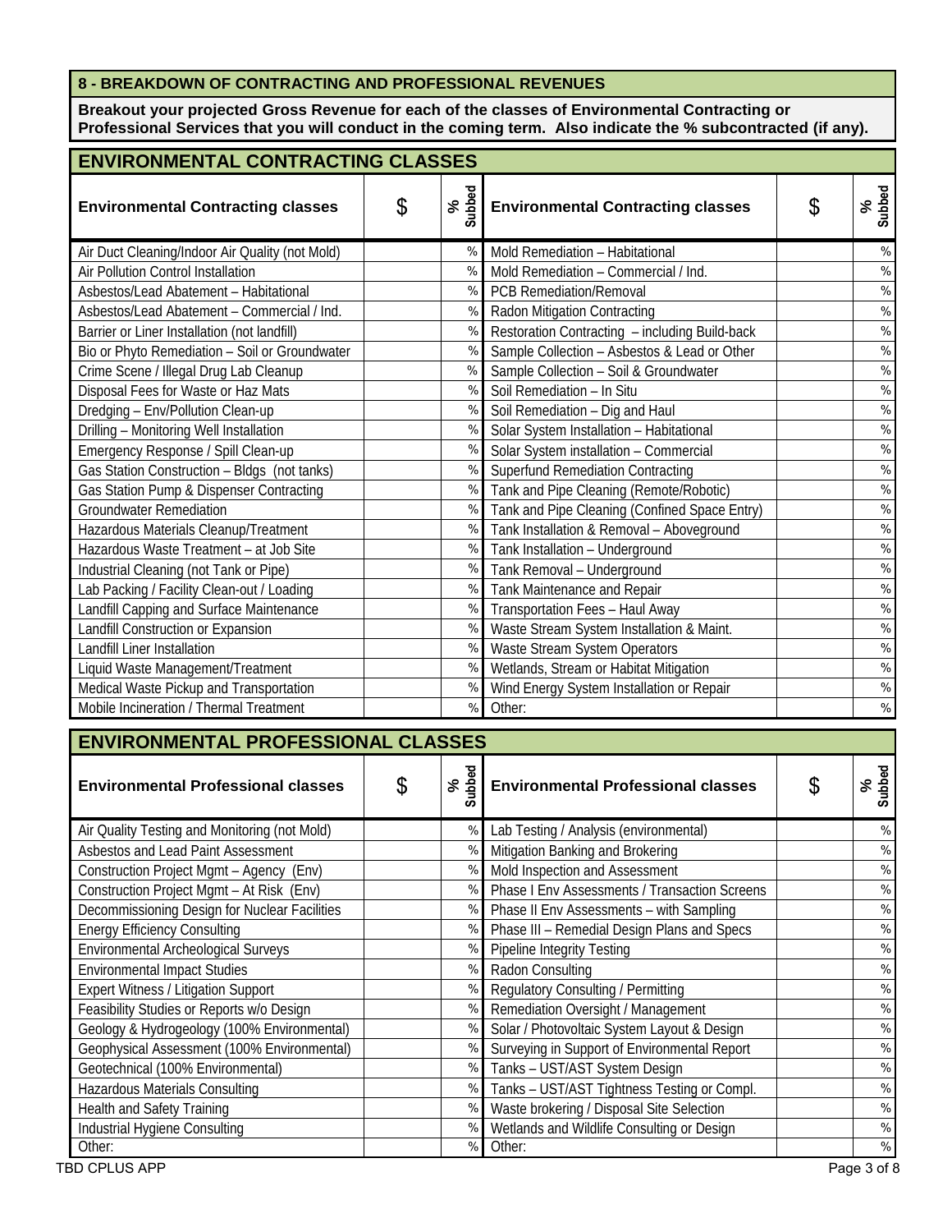## 8 - BREAKDOWN OF CONTRACTING AND PROFESSIONAL REVENUES

**Breakout your projected Gross Revenue for each of the classes of Environmental Contracting or Professional Services that you will conduct in the coming term. Also indicate the % subcontracted (if any).**

### ENVIRONMENTAL CONTRACTING CLASSES

| Environmental Contracting classes | $ | % Subbed | Environmental Contracting classes | $ | % Subbed |
|---|---|---|---|---|---|
| Air Duct Cleaning/Indoor Air Quality (not Mold) | | % | Mold Remediation – Habitational | | % |
| Air Pollution Control Installation | | % | Mold Remediation – Commercial / Ind. | | % |
| Asbestos/Lead Abatement – Habitational | | % | PCB Remediation/Removal | | % |
| Asbestos/Lead Abatement – Commercial / Ind. | | % | Radon Mitigation Contracting | | % |
| Barrier or Liner Installation (not landfill) | | % | Restoration Contracting – including Build-back | | % |
| Bio or Phyto Remediation – Soil or Groundwater | | % | Sample Collection – Asbestos & Lead or Other | | % |
| Crime Scene / Illegal Drug Lab Cleanup | | % | Sample Collection – Soil & Groundwater | | % |
| Disposal Fees for Waste or Haz Mats | | % | Soil Remediation – In Situ | | % |
| Dredging – Env/Pollution Clean-up | | % | Soil Remediation – Dig and Haul | | % |
| Drilling – Monitoring Well Installation | | % | Solar System Installation – Habitational | | % |
| Emergency Response / Spill Clean-up | | % | Solar System installation – Commercial | | % |
| Gas Station Construction – Bldgs (not tanks) | | % | Superfund Remediation Contracting | | % |
| Gas Station Pump & Dispenser Contracting | | % | Tank and Pipe Cleaning (Remote/Robotic) | | % |
| Groundwater Remediation | | % | Tank and Pipe Cleaning (Confined Space Entry) | | % |
| Hazardous Materials Cleanup/Treatment | | % | Tank Installation & Removal – Aboveground | | % |
| Hazardous Waste Treatment – at Job Site | | % | Tank Installation – Underground | | % |
| Industrial Cleaning (not Tank or Pipe) | | % | Tank Removal – Underground | | % |
| Lab Packing / Facility Clean-out / Loading | | % | Tank Maintenance and Repair | | % |
| Landfill Capping and Surface Maintenance | | % | Transportation Fees – Haul Away | | % |
| Landfill Construction or Expansion | | % | Waste Stream System Installation & Maint. | | % |
| Landfill Liner Installation | | % | Waste Stream System Operators | | % |
| Liquid Waste Management/Treatment | | % | Wetlands, Stream or Habitat Mitigation | | % |
| Medical Waste Pickup and Transportation | | % | Wind Energy System Installation or Repair | | % |
| Mobile Incineration / Thermal Treatment | | % | Other: | | % |

### ENVIRONMENTAL PROFESSIONAL CLASSES

| Environmental Professional classes | $ | % Subbed | Environmental Professional classes | $ | % Subbed |
|---|---|---|---|---|---|
| Air Quality Testing and Monitoring (not Mold) | | % | Lab Testing / Analysis (environmental) | | % |
| Asbestos and Lead Paint Assessment | | % | Mitigation Banking and Brokering | | % |
| Construction Project Mgmt – Agency (Env) | | % | Mold Inspection and Assessment | | % |
| Construction Project Mgmt – At Risk (Env) | | % | Phase I Env Assessments / Transaction Screens | | % |
| Decommissioning Design for Nuclear Facilities | | % | Phase II Env Assessments – with Sampling | | % |
| Energy Efficiency Consulting | | % | Phase III – Remedial Design Plans and Specs | | % |
| Environmental Archeological Surveys | | % | Pipeline Integrity Testing | | % |
| Environmental Impact Studies | | % | Radon Consulting | | % |
| Expert Witness / Litigation Support | | % | Regulatory Consulting / Permitting | | % |
| Feasibility Studies or Reports w/o Design | | % | Remediation Oversight / Management | | % |
| Geology & Hydrogeology (100% Environmental) | | % | Solar / Photovoltaic System Layout & Design | | % |
| Geophysical Assessment (100% Environmental) | | % | Surveying in Support of Environmental Report | | % |
| Geotechnical (100% Environmental) | | % | Tanks – UST/AST System Design | | % |
| Hazardous Materials Consulting | | % | Tanks – UST/AST Tightness Testing or Compl. | | % |
| Health and Safety Training | | % | Waste brokering / Disposal Site Selection | | % |
| Industrial Hygiene Consulting | | % | Wetlands and Wildlife Consulting or Design | | % |
| Other: | | % | Other: | | % |

TBD CPLUS APP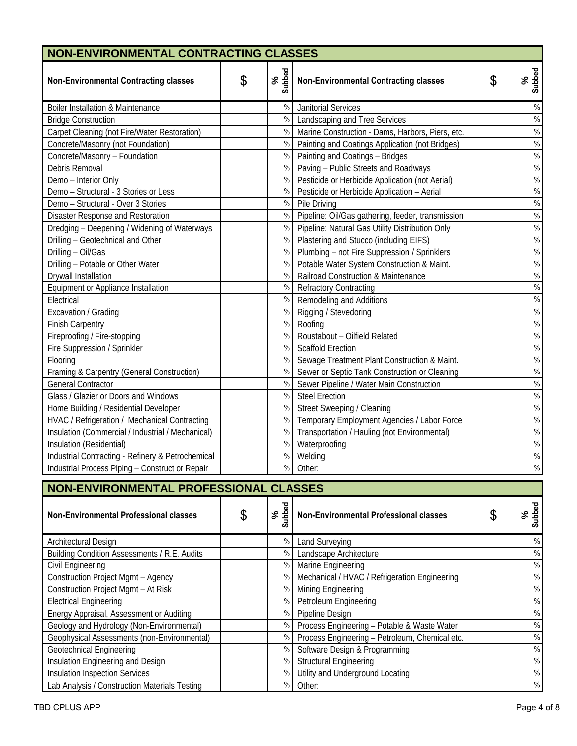## NON-ENVIRONMENTAL CONTRACTING CLASSES

| Non-Environmental Contracting classes | $ | % Subbed | Non-Environmental Contracting classes | $ | % Subbed |
|---|---|---|---|---|---|
| Boiler Installation & Maintenance | | % | Janitorial Services | | % |
| Bridge Construction | | % | Landscaping and Tree Services | | % |
| Carpet Cleaning (not Fire/Water Restoration) | | % | Marine Construction - Dams, Harbors, Piers, etc. | | % |
| Concrete/Masonry (not Foundation) | | % | Painting and Coatings Application (not Bridges) | | % |
| Concrete/Masonry – Foundation | | % | Painting and Coatings – Bridges | | % |
| Debris Removal | | % | Paving – Public Streets and Roadways | | % |
| Demo – Interior Only | | % | Pesticide or Herbicide Application (not Aerial) | | % |
| Demo – Structural - 3 Stories or Less | | % | Pesticide or Herbicide Application – Aerial | | % |
| Demo – Structural - Over 3 Stories | | % | Pile Driving | | % |
| Disaster Response and Restoration | | % | Pipeline: Oil/Gas gathering, feeder, transmission | | % |
| Dredging – Deepening / Widening of Waterways | | % | Pipeline: Natural Gas Utility Distribution Only | | % |
| Drilling – Geotechnical and Other | | % | Plastering and Stucco (including EIFS) | | % |
| Drilling – Oil/Gas | | % | Plumbing – not Fire Suppression / Sprinklers | | % |
| Drilling – Potable or Other Water | | % | Potable Water System Construction & Maint. | | % |
| Drywall Installation | | % | Railroad Construction & Maintenance | | % |
| Equipment or Appliance Installation | | % | Refractory Contracting | | % |
| Electrical | | % | Remodeling and Additions | | % |
| Excavation / Grading | | % | Rigging / Stevedoring | | % |
| Finish Carpentry | | % | Roofing | | % |
| Fireproofing / Fire-stopping | | % | Roustabout – Oilfield Related | | % |
| Fire Suppression / Sprinkler | | % | Scaffold Erection | | % |
| Flooring | | % | Sewage Treatment Plant Construction & Maint. | | % |
| Framing & Carpentry (General Construction) | | % | Sewer or Septic Tank Construction or Cleaning | | % |
| General Contractor | | % | Sewer Pipeline / Water Main Construction | | % |
| Glass / Glazier or Doors and Windows | | % | Steel Erection | | % |
| Home Building / Residential Developer | | % | Street Sweeping / Cleaning | | % |
| HVAC / Refrigeration / Mechanical Contracting | | % | Temporary Employment Agencies / Labor Force | | % |
| Insulation (Commercial / Industrial / Mechanical) | | % | Transportation / Hauling (not Environmental) | | % |
| Insulation (Residential) | | % | Waterproofing | | % |
| Industrial Contracting - Refinery & Petrochemical | | % | Welding | | % |
| Industrial Process Piping – Construct or Repair | | % | Other: | | % |

## NON-ENVIRONMENTAL PROFESSIONAL CLASSES

| Non-Environmental Professional classes | $ | % Subbed | Non-Environmental Professional classes | $ | % Subbed |
|---|---|---|---|---|---|
| Architectural Design | | % | Land Surveying | | % |
| Building Condition Assessments / R.E. Audits | | % | Landscape Architecture | | % |
| Civil Engineering | | % | Marine Engineering | | % |
| Construction Project Mgmt – Agency | | % | Mechanical / HVAC / Refrigeration Engineering | | % |
| Construction Project Mgmt – At Risk | | % | Mining Engineering | | % |
| Electrical Engineering | | % | Petroleum Engineering | | % |
| Energy Appraisal, Assessment or Auditing | | % | Pipeline Design | | % |
| Geology and Hydrology (Non-Environmental) | | % | Process Engineering – Potable & Waste Water | | % |
| Geophysical Assessments (non-Environmental) | | % | Process Engineering – Petroleum, Chemical etc. | | % |
| Geotechnical Engineering | | % | Software Design & Programming | | % |
| Insulation Engineering and Design | | % | Structural Engineering | | % |
| Insulation Inspection Services | | % | Utility and Underground Locating | | % |
| Lab Analysis / Construction Materials Testing | | % | Other: | | % |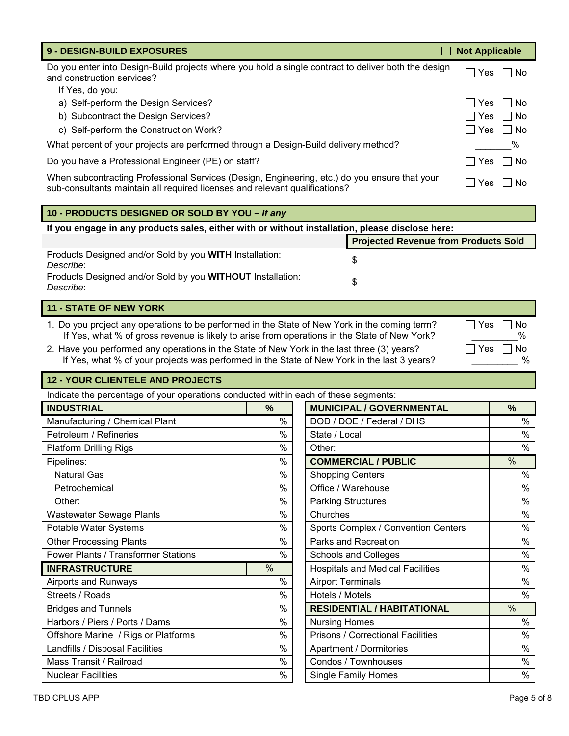## 9 - DESIGN-BUILD EXPOSURES ☐ Not Applicable

| | |
|---|---|
| Do you enter into Design-Build projects where you hold a single contract to deliver both the design and construction services? | ☐ Yes ☐ No |
| If Yes, do you: | |
| a) Self-perform the Design Services? | ☐ Yes ☐ No |
| b) Subcontract the Design Services? | ☐ Yes ☐ No |
| c) Self-perform the Construction Work? | ☐ Yes ☐ No |
| What percent of your projects are performed through a Design-Build delivery method? | _______% |
| Do you have a Professional Engineer (PE) on staff? | ☐ Yes ☐ No |
| When subcontracting Professional Services (Design, Engineering, etc.) do you ensure that your sub-consultants maintain all required licenses and relevant qualifications? | ☐ Yes ☐ No |

## 10 - PRODUCTS DESIGNED OR SOLD BY YOU – *If any*

**If you engage in any products sales, either with or without installation, please disclose here:**

| | **Projected Revenue from Products Sold** |
|---|---|
| Products Designed and/or Sold by you **WITH** Installation: *Describe*: | $ |
| Products Designed and/or Sold by you **WITHOUT** Installation: *Describe*: | $ |

## 11 - STATE OF NEW YORK

| | |
|---|---|
| 1. Do you project any operations to be performed in the State of New York in the coming term? | ☐ Yes ☐ No |
| If Yes, what % of gross revenue is likely to arise from operations in the State of New York? | _________% |
| 2. Have you performed any operations in the State of New York in the last three (3) years? | ☐ Yes ☐ No |
| If Yes, what % of your projects was performed in the State of New York in the last 3 years? | _________ % |

## 12 - YOUR CLIENTELE AND PROJECTS

Indicate the percentage of your operations conducted within each of these segments:

| **INDUSTRIAL** | **%** |
|---|---|
| Manufacturing / Chemical Plant | % |
| Petroleum / Refineries | % |
| Platform Drilling Rigs | % |
| Pipelines: | % |
| Natural Gas | % |
| Petrochemical | % |
| Other: | % |
| Wastewater Sewage Plants | % |
| Potable Water Systems | % |
| Other Processing Plants | % |
| Power Plants / Transformer Stations | % |
| **INFRASTRUCTURE** | % |
| Airports and Runways | % |
| Streets / Roads | % |
| Bridges and Tunnels | % |
| Harbors / Piers / Ports / Dams | % |
| Offshore Marine / Rigs or Platforms | % |
| Landfills / Disposal Facilities | % |
| Mass Transit / Railroad | % |
| Nuclear Facilities | % |

| **MUNICIPAL / GOVERNMENTAL** | **%** |
|---|---|
| DOD / DOE / Federal / DHS | % |
| State / Local | % |
| Other: | % |
| **COMMERCIAL / PUBLIC** | % |
| Shopping Centers | % |
| Office / Warehouse | % |
| Parking Structures | % |
| Churches | % |
| Sports Complex / Convention Centers | % |
| Parks and Recreation | % |
| Schools and Colleges | % |
| Hospitals and Medical Facilities | % |
| Airport Terminals | % |
| Hotels / Motels | % |
| **RESIDENTIAL / HABITATIONAL** | % |
| Nursing Homes | % |
| Prisons / Correctional Facilities | % |
| Apartment / Dormitories | % |
| Condos / Townhouses | % |
| Single Family Homes | % |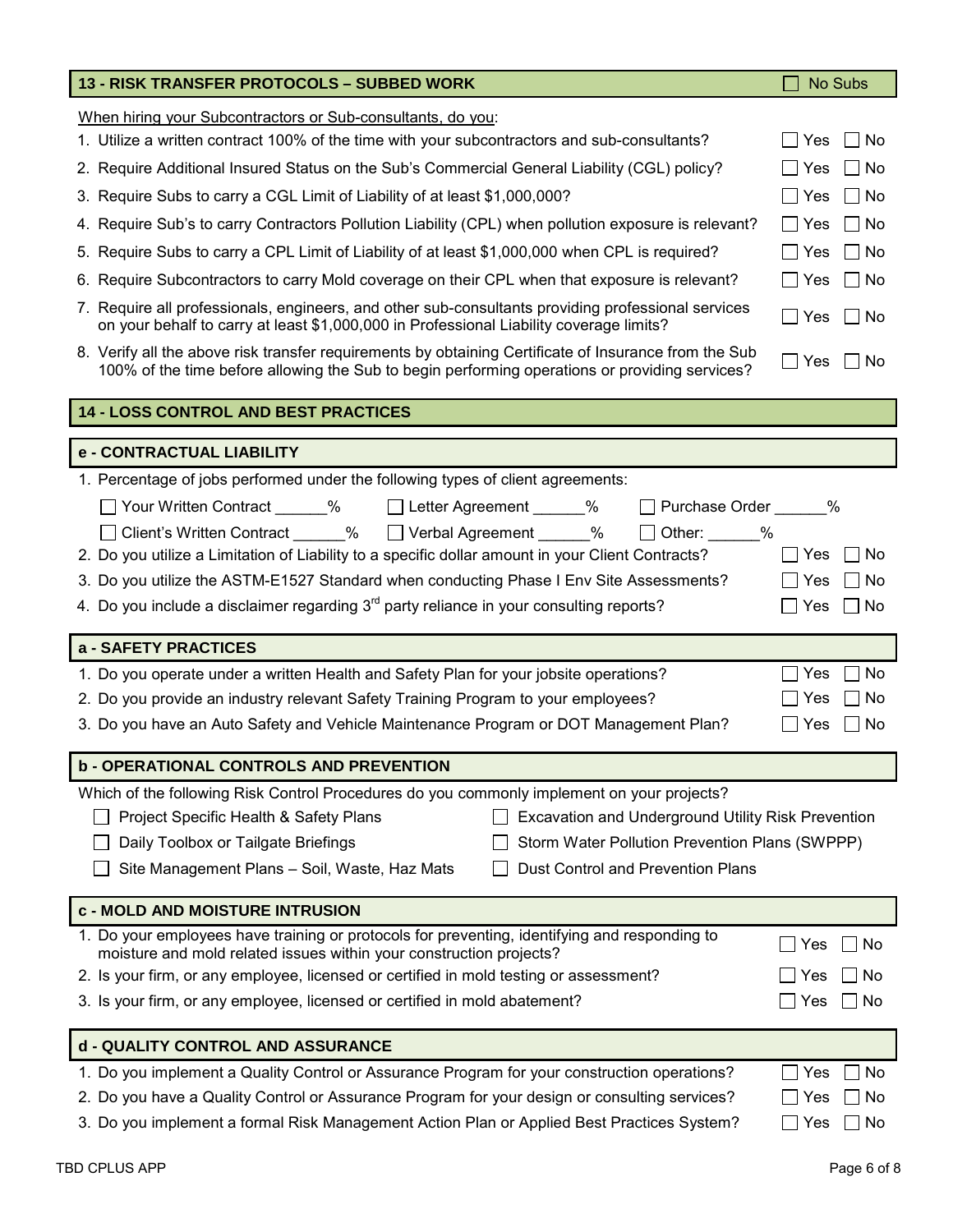## 13 - RISK TRANSFER PROTOCOLS – SUBBED WORK ☐ No Subs

When hiring your Subcontractors or Sub-consultants, do you:

1. Utilize a written contract 100% of the time with your subcontractors and sub-consultants? ☐ Yes ☐ No
2. Require Additional Insured Status on the Sub's Commercial General Liability (CGL) policy? ☐ Yes ☐ No
3. Require Subs to carry a CGL Limit of Liability of at least $1,000,000? ☐ Yes ☐ No
4. Require Sub's to carry Contractors Pollution Liability (CPL) when pollution exposure is relevant? ☐ Yes ☐ No
5. Require Subs to carry a CPL Limit of Liability of at least $1,000,000 when CPL is required? ☐ Yes ☐ No
6. Require Subcontractors to carry Mold coverage on their CPL when that exposure is relevant? ☐ Yes ☐ No
7. Require all professionals, engineers, and other sub-consultants providing professional services on your behalf to carry at least $1,000,000 in Professional Liability coverage limits? ☐ Yes ☐ No
8. Verify all the above risk transfer requirements by obtaining Certificate of Insurance from the Sub 100% of the time before allowing the Sub to begin performing operations or providing services? ☐ Yes ☐ No

## 14 - LOSS CONTROL AND BEST PRACTICES

### e - CONTRACTUAL LIABILITY

1. Percentage of jobs performed under the following types of client agreements:

   ☐ Your Written Contract ______% ☐ Letter Agreement ______% ☐ Purchase Order ______%

   ☐ Client's Written Contract ______% ☐ Verbal Agreement ______% ☐ Other: ______%

2. Do you utilize a Limitation of Liability to a specific dollar amount in your Client Contracts? ☐ Yes ☐ No
3. Do you utilize the ASTM-E1527 Standard when conducting Phase I Env Site Assessments? ☐ Yes ☐ No
4. Do you include a disclaimer regarding 3rd party reliance in your consulting reports? ☐ Yes ☐ No

### a - SAFETY PRACTICES

1. Do you operate under a written Health and Safety Plan for your jobsite operations? ☐ Yes ☐ No
2. Do you provide an industry relevant Safety Training Program to your employees? ☐ Yes ☐ No
3. Do you have an Auto Safety and Vehicle Maintenance Program or DOT Management Plan? ☐ Yes ☐ No

### b - OPERATIONAL CONTROLS AND PREVENTION

Which of the following Risk Control Procedures do you commonly implement on your projects?

- ☐ Project Specific Health & Safety Plans
- ☐ Excavation and Underground Utility Risk Prevention
- ☐ Daily Toolbox or Tailgate Briefings
- ☐ Storm Water Pollution Prevention Plans (SWPPP)
- ☐ Site Management Plans – Soil, Waste, Haz Mats
- ☐ Dust Control and Prevention Plans

### c - MOLD AND MOISTURE INTRUSION

1. Do your employees have training or protocols for preventing, identifying and responding to moisture and mold related issues within your construction projects? ☐ Yes ☐ No
2. Is your firm, or any employee, licensed or certified in mold testing or assessment? ☐ Yes ☐ No
3. Is your firm, or any employee, licensed or certified in mold abatement? ☐ Yes ☐ No

### d - QUALITY CONTROL AND ASSURANCE

1. Do you implement a Quality Control or Assurance Program for your construction operations? ☐ Yes ☐ No
2. Do you have a Quality Control or Assurance Program for your design or consulting services? ☐ Yes ☐ No
3. Do you implement a formal Risk Management Action Plan or Applied Best Practices System? ☐ Yes ☐ No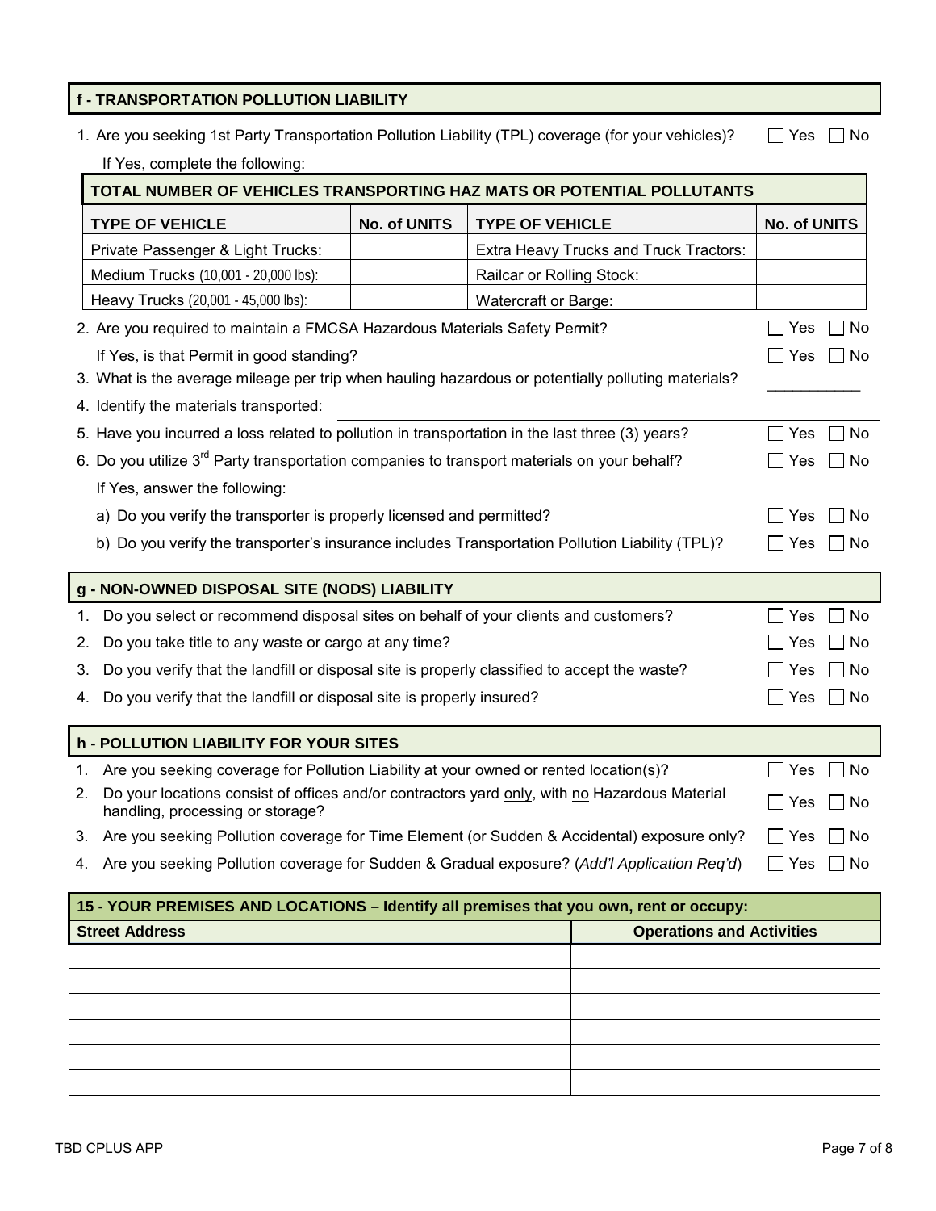## f - TRANSPORTATION POLLUTION LIABILITY

1. Are you seeking 1st Party Transportation Pollution Liability (TPL) coverage (for your vehicles)? ☐ Yes ☐ No

   If Yes, complete the following:

| TOTAL NUMBER OF VEHICLES TRANSPORTING HAZ MATS OR POTENTIAL POLLUTANTS | | | |
|---|---|---|---|
| **TYPE OF VEHICLE** | **No. of UNITS** | **TYPE OF VEHICLE** | **No. of UNITS** |
| Private Passenger & Light Trucks: | | Extra Heavy Trucks and Truck Tractors: | |
| Medium Trucks (10,001 - 20,000 lbs): | | Railcar or Rolling Stock: | |
| Heavy Trucks (20,001 - 45,000 lbs): | | Watercraft or Barge: | |

2. Are you required to maintain a FMCSA Hazardous Materials Safety Permit? ☐ Yes ☐ No

   If Yes, is that Permit in good standing? ☐ Yes ☐ No

3. What is the average mileage per trip when hauling hazardous or potentially polluting materials? ___________

4. Identify the materials transported: ___________

5. Have you incurred a loss related to pollution in transportation in the last three (3) years? ☐ Yes ☐ No

6. Do you utilize 3rd Party transportation companies to transport materials on your behalf? ☐ Yes ☐ No

   If Yes, answer the following:

   a) Do you verify the transporter is properly licensed and permitted? ☐ Yes ☐ No

   b) Do you verify the transporter's insurance includes Transportation Pollution Liability (TPL)? ☐ Yes ☐ No

## g - NON-OWNED DISPOSAL SITE (NODS) LIABILITY

1. Do you select or recommend disposal sites on behalf of your clients and customers? ☐ Yes ☐ No
2. Do you take title to any waste or cargo at any time? ☐ Yes ☐ No
3. Do you verify that the landfill or disposal site is properly classified to accept the waste? ☐ Yes ☐ No
4. Do you verify that the landfill or disposal site is properly insured? ☐ Yes ☐ No

## h - POLLUTION LIABILITY FOR YOUR SITES

1. Are you seeking coverage for Pollution Liability at your owned or rented location(s)? ☐ Yes ☐ No
2. Do your locations consist of offices and/or contractors yard only, with no Hazardous Material handling, processing or storage? ☐ Yes ☐ No
3. Are you seeking Pollution coverage for Time Element (or Sudden & Accidental) exposure only? ☐ Yes ☐ No
4. Are you seeking Pollution coverage for Sudden & Gradual exposure? (*Add'l Application Req'd*) ☐ Yes ☐ No

## 15 - YOUR PREMISES AND LOCATIONS – Identify all premises that you own, rent or occupy:

| Street Address | Operations and Activities |
|---|---|
| | |
| | |
| | |
| | |
| | |
| | |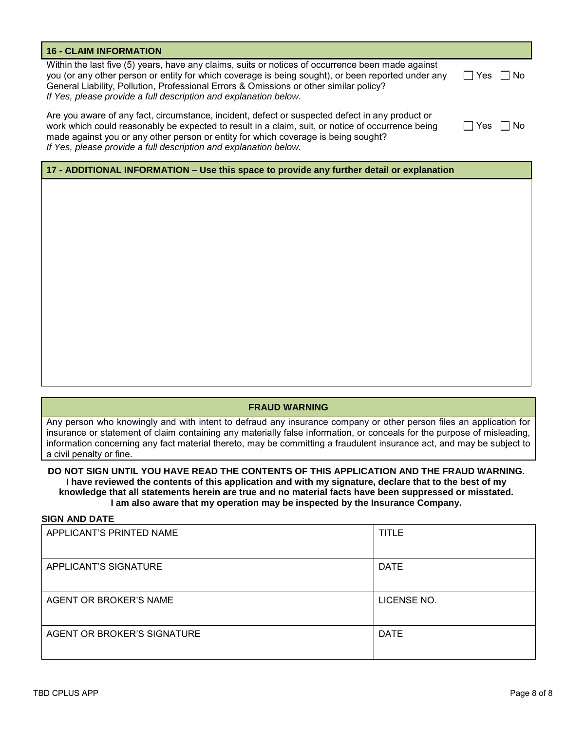## 16 - CLAIM INFORMATION

Within the last five (5) years, have any claims, suits or notices of occurrence been made against you (or any other person or entity for which coverage is being sought), or been reported under any General Liability, Pollution, Professional Errors & Omissions or other similar policy? ☐ Yes ☐ No
*If Yes, please provide a full description and explanation below.*

Are you aware of any fact, circumstance, incident, defect or suspected defect in any product or work which could reasonably be expected to result in a claim, suit, or notice of occurrence being made against you or any other person or entity for which coverage is being sought? ☐ Yes ☐ No
*If Yes, please provide a full description and explanation below.*

## 17 - ADDITIONAL INFORMATION – Use this space to provide any further detail or explanation

## FRAUD WARNING

Any person who knowingly and with intent to defraud any insurance company or other person files an application for insurance or statement of claim containing any materially false information, or conceals for the purpose of misleading, information concerning any fact material thereto, may be committing a fraudulent insurance act, and may be subject to a civil penalty or fine.

**DO NOT SIGN UNTIL YOU HAVE READ THE CONTENTS OF THIS APPLICATION AND THE FRAUD WARNING.**
**I have reviewed the contents of this application and with my signature, declare that to the best of my knowledge that all statements herein are true and no material facts have been suppressed or misstated.**
**I am also aware that my operation may be inspected by the Insurance Company.**

**SIGN AND DATE**

| | |
|---|---|
| APPLICANT'S PRINTED NAME | TITLE |
| APPLICANT'S SIGNATURE | DATE |
| AGENT OR BROKER'S NAME | LICENSE NO. |
| AGENT OR BROKER'S SIGNATURE | DATE |